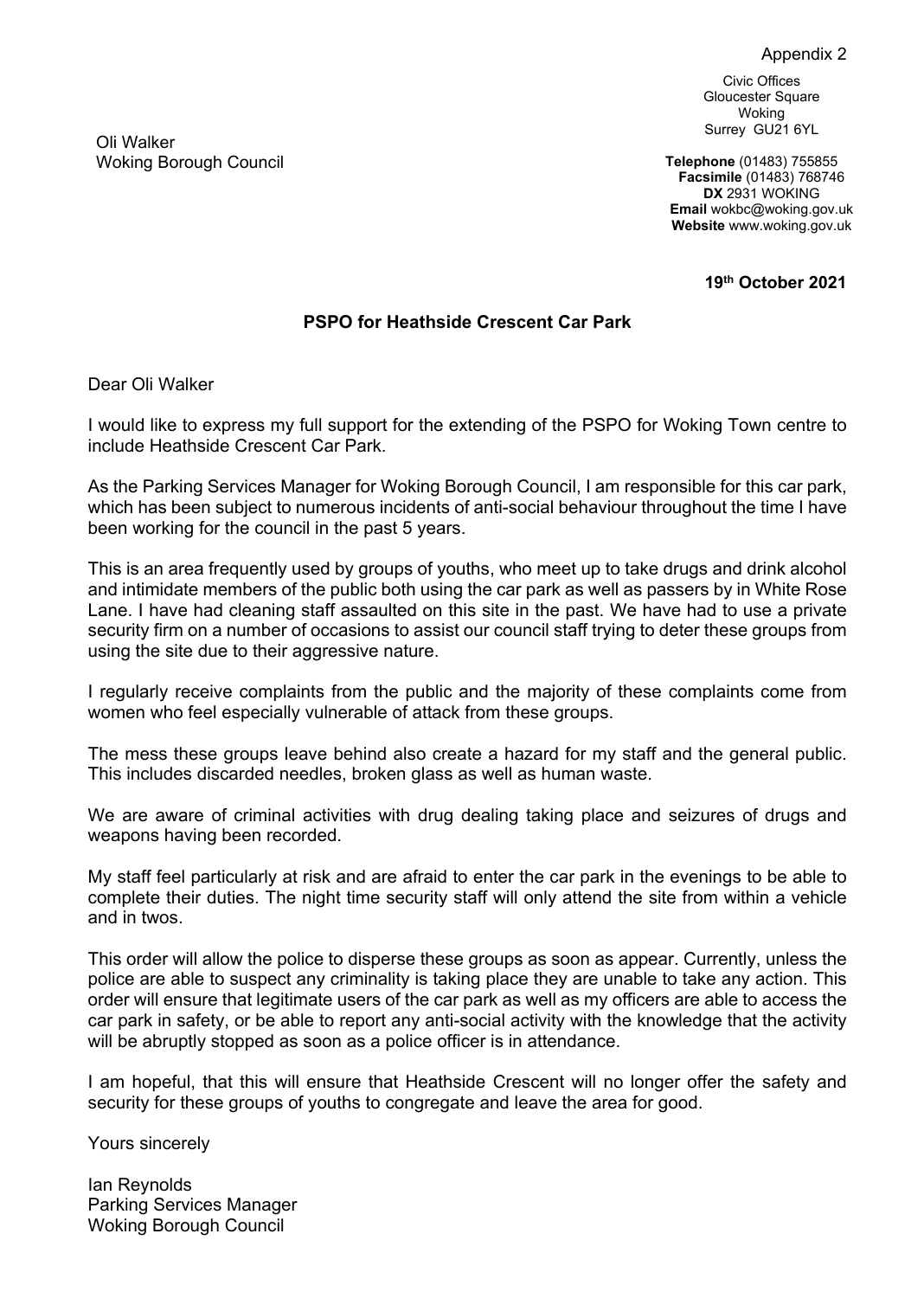Appendix 2

Civic Offices
Gloucester Square
Woking
Surrey GU21 6YL

Oli Walker
Woking Borough Council

**Telephone** (01483) 755855
**Facsimile** (01483) 768746
**DX** 2931 WOKING
**Email** wokbc@woking.gov.uk
**Website** www.woking.gov.uk

**19th October 2021**

**PSPO for Heathside Crescent Car Park**

Dear Oli Walker

I would like to express my full support for the extending of the PSPO for Woking Town centre to include Heathside Crescent Car Park.

As the Parking Services Manager for Woking Borough Council, I am responsible for this car park, which has been subject to numerous incidents of anti-social behaviour throughout the time I have been working for the council in the past 5 years.

This is an area frequently used by groups of youths, who meet up to take drugs and drink alcohol and intimidate members of the public both using the car park as well as passers by in White Rose Lane. I have had cleaning staff assaulted on this site in the past. We have had to use a private security firm on a number of occasions to assist our council staff trying to deter these groups from using the site due to their aggressive nature.

I regularly receive complaints from the public and the majority of these complaints come from women who feel especially vulnerable of attack from these groups.

The mess these groups leave behind also create a hazard for my staff and the general public. This includes discarded needles, broken glass as well as human waste.

We are aware of criminal activities with drug dealing taking place and seizures of drugs and weapons having been recorded.

My staff feel particularly at risk and are afraid to enter the car park in the evenings to be able to complete their duties. The night time security staff will only attend the site from within a vehicle and in twos.

This order will allow the police to disperse these groups as soon as appear. Currently, unless the police are able to suspect any criminality is taking place they are unable to take any action. This order will ensure that legitimate users of the car park as well as my officers are able to access the car park in safety, or be able to report any anti-social activity with the knowledge that the activity will be abruptly stopped as soon as a police officer is in attendance.

I am hopeful, that this will ensure that Heathside Crescent will no longer offer the safety and security for these groups of youths to congregate and leave the area for good.

Yours sincerely

Ian Reynolds
Parking Services Manager
Woking Borough Council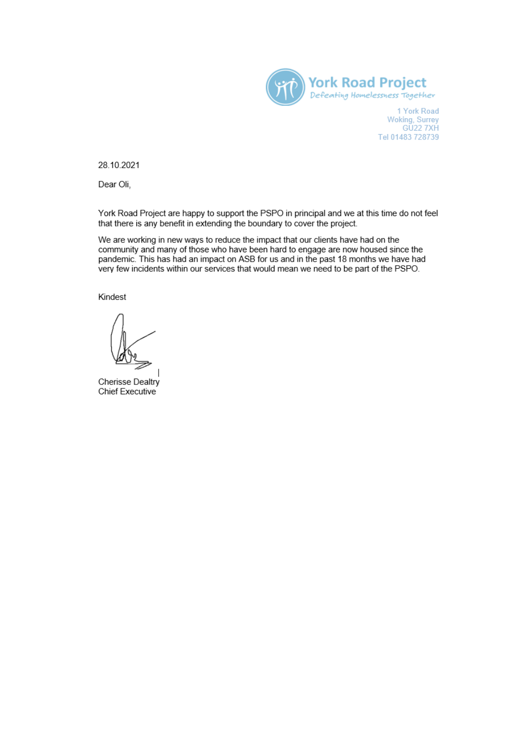York Road Project
Defeating Homelessness Together

1 York Road
Woking, Surrey
GU22 7XH
Tel 01483 728739

28.10.2021

Dear Oli,

York Road Project are happy to support the PSPO in principal and we at this time do not feel that there is any benefit in extending the boundary to cover the project.

We are working in new ways to reduce the impact that our clients have had on the community and many of those who have been hard to engage are now housed since the pandemic. This has had an impact on ASB for us and in the past 18 months we have had very few incidents within our services that would mean we need to be part of the PSPO.

Kindest

Cherisse Dealtry
Chief Executive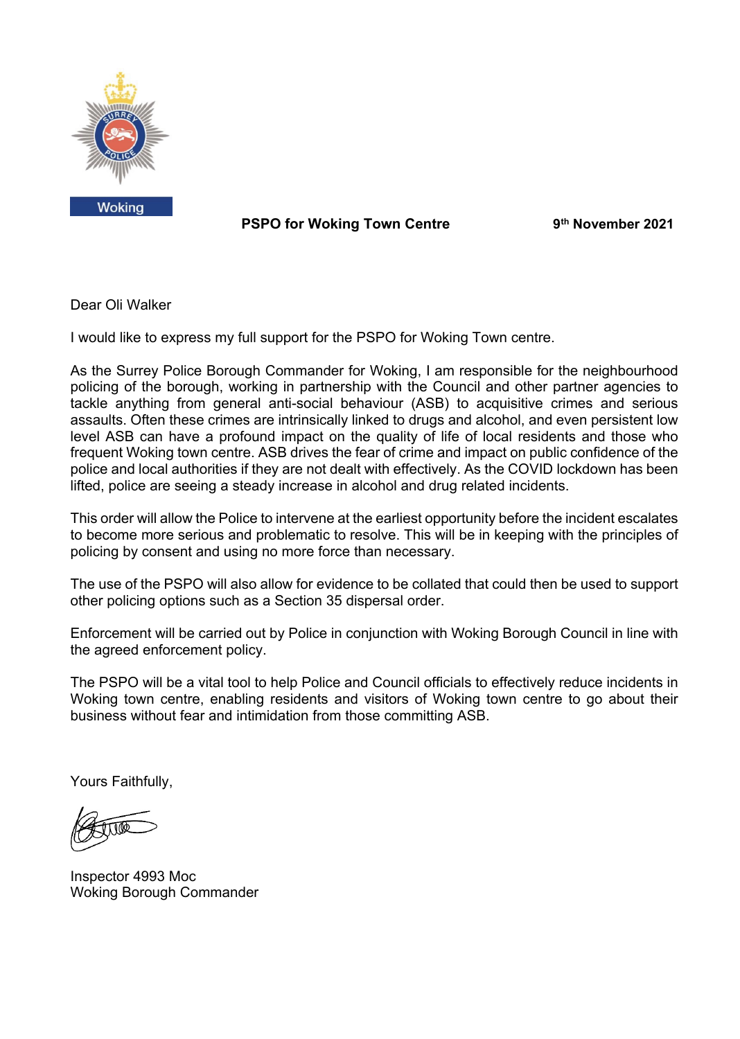Woking

**PSPO for Woking Town Centre** **9th November 2021**

Dear Oli Walker

I would like to express my full support for the PSPO for Woking Town centre.

As the Surrey Police Borough Commander for Woking, I am responsible for the neighbourhood policing of the borough, working in partnership with the Council and other partner agencies to tackle anything from general anti-social behaviour (ASB) to acquisitive crimes and serious assaults. Often these crimes are intrinsically linked to drugs and alcohol, and even persistent low level ASB can have a profound impact on the quality of life of local residents and those who frequent Woking town centre. ASB drives the fear of crime and impact on public confidence of the police and local authorities if they are not dealt with effectively. As the COVID lockdown has been lifted, police are seeing a steady increase in alcohol and drug related incidents.

This order will allow the Police to intervene at the earliest opportunity before the incident escalates to become more serious and problematic to resolve. This will be in keeping with the principles of policing by consent and using no more force than necessary.

The use of the PSPO will also allow for evidence to be collated that could then be used to support other policing options such as a Section 35 dispersal order.

Enforcement will be carried out by Police in conjunction with Woking Borough Council in line with the agreed enforcement policy.

The PSPO will be a vital tool to help Police and Council officials to effectively reduce incidents in Woking town centre, enabling residents and visitors of Woking town centre to go about their business without fear and intimidation from those committing ASB.

Yours Faithfully,

Inspector 4993 Moc
Woking Borough Commander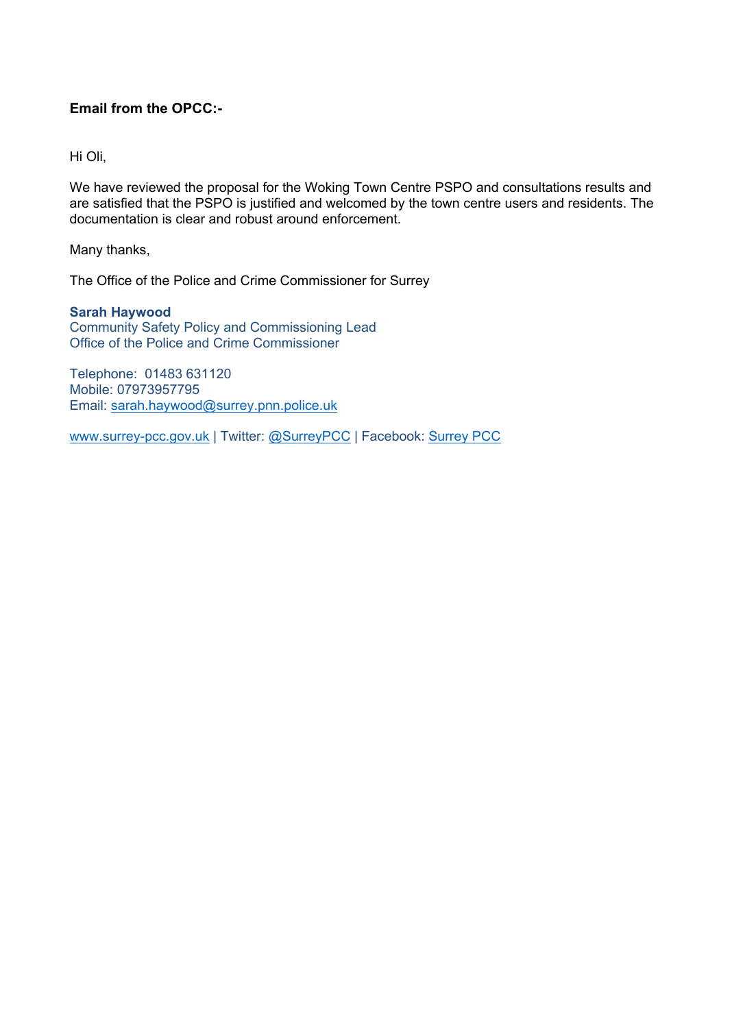**Email from the OPCC:-**

Hi Oli,

We have reviewed the proposal for the Woking Town Centre PSPO and consultations results and are satisfied that the PSPO is justified and welcomed by the town centre users and residents. The documentation is clear and robust around enforcement.

Many thanks,

The Office of the Police and Crime Commissioner for Surrey

**Sarah Haywood**
Community Safety Policy and Commissioning Lead
Office of the Police and Crime Commissioner

Telephone: 01483 631120
Mobile: 07973957795
Email: sarah.haywood@surrey.pnn.police.uk

www.surrey-pcc.gov.uk | Twitter: @SurreyPCC | Facebook: Surrey PCC